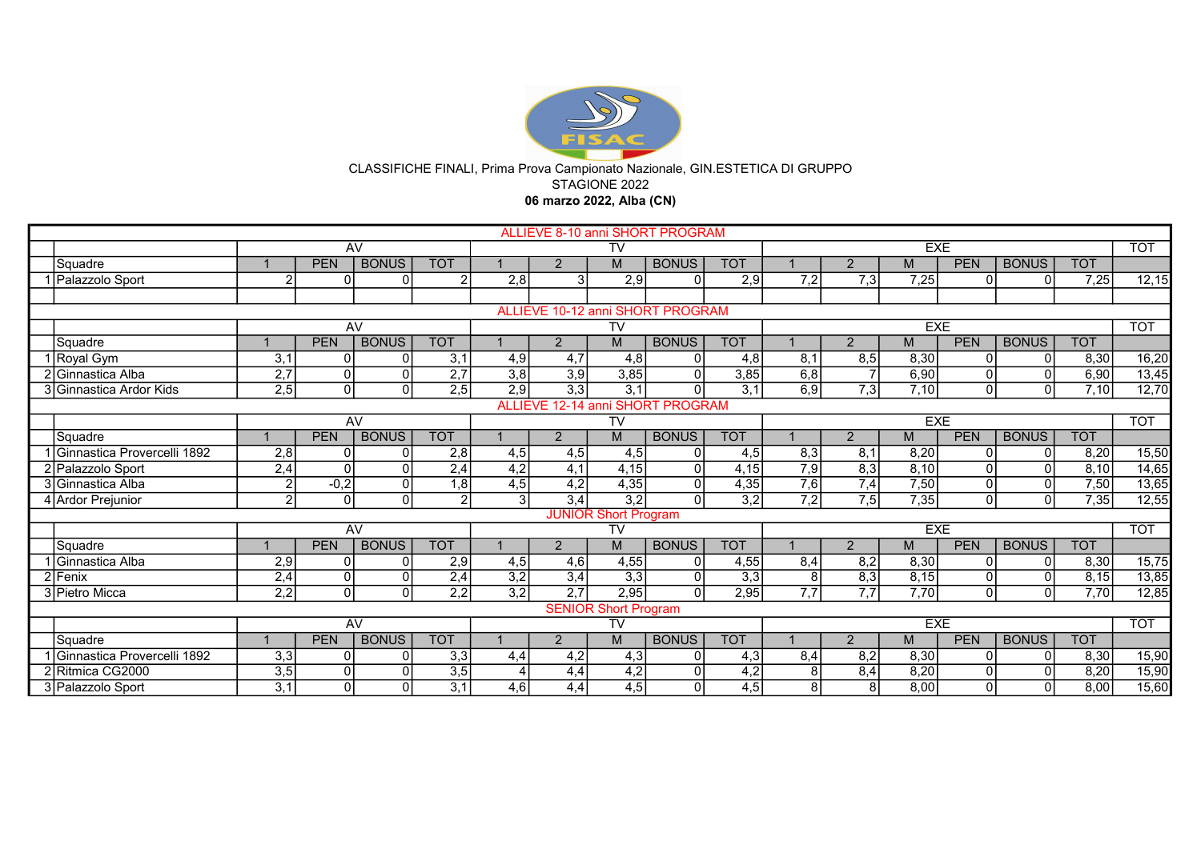CLASSIFICHE FINALI, Prima Prova Campionato Nazionale, GIN.ESTETICA DI GRUPPO

STAGIONE 2022

**06 marzo 2022, Alba (CN)**

| | | | | | | | | | | | | | | | | | | |
|---|---|---|---|---|---|---|---|---|---|---|---|---|---|---|---|---|---|---|
| ALLIEVE 8-10 anni SHORT PROGRAM | | | | | | | | | | | | | | | | | | |
| | | AV | | | | TV | | | | | EXE | | | | | | TOT |
| | Squadre | 1 | PEN | BONUS | TOT | 1 | 2 | M | BONUS | TOT | 1 | 2 | M | PEN | BONUS | TOT | |
| 1 | Palazzolo Sport | 2 | 0 | 0 | 2 | 2,8 | 3 | 2,9 | 0 | 2,9 | 7,2 | 7,3 | 7,25 | 0 | 0 | 7,25 | 12,15 |
| | | | | | | | | | | | | | | | | | |
| ALLIEVE 10-12 anni SHORT PROGRAM | | | | | | | | | | | | | | | | | |
| | | AV | | | | TV | | | | | EXE | | | | | | TOT |
| | Squadre | 1 | PEN | BONUS | TOT | 1 | 2 | M | BONUS | TOT | 1 | 2 | M | PEN | BONUS | TOT | |
| 1 | Royal Gym | 3,1 | 0 | 0 | 3,1 | 4,9 | 4,7 | 4,8 | 0 | 4,8 | 8,1 | 8,5 | 8,30 | 0 | 0 | 8,30 | 16,20 |
| 2 | Ginnastica Alba | 2,7 | 0 | 0 | 2,7 | 3,8 | 3,9 | 3,85 | 0 | 3,85 | 6,8 | 7 | 6,90 | 0 | 0 | 6,90 | 13,45 |
| 3 | Ginnastica Ardor Kids | 2,5 | 0 | 0 | 2,5 | 2,9 | 3,3 | 3,1 | 0 | 3,1 | 6,9 | 7,3 | 7,10 | 0 | 0 | 7,10 | 12,70 |
| ALLIEVE 12-14 anni SHORT PROGRAM | | | | | | | | | | | | | | | | | |
| | | AV | | | | TV | | | | | EXE | | | | | | TOT |
| | Squadre | 1 | PEN | BONUS | TOT | 1 | 2 | M | BONUS | TOT | 1 | 2 | M | PEN | BONUS | TOT | |
| 1 | Ginnastica Provercelli 1892 | 2,8 | 0 | 0 | 2,8 | 4,5 | 4,5 | 4,5 | 0 | 4,5 | 8,3 | 8,1 | 8,20 | 0 | 0 | 8,20 | 15,50 |
| 2 | Palazzolo Sport | 2,4 | 0 | 0 | 2,4 | 4,2 | 4,1 | 4,15 | 0 | 4,15 | 7,9 | 8,3 | 8,10 | 0 | 0 | 8,10 | 14,65 |
| 3 | Ginnastica Alba | 2 | -0,2 | 0 | 1,8 | 4,5 | 4,2 | 4,35 | 0 | 4,35 | 7,6 | 7,4 | 7,50 | 0 | 0 | 7,50 | 13,65 |
| 4 | Ardor Prejunior | 2 | 0 | 0 | 2 | 3 | 3,4 | 3,2 | 0 | 3,2 | 7,2 | 7,5 | 7,35 | 0 | 0 | 7,35 | 12,55 |
| JUNIOR Short Program | | | | | | | | | | | | | | | | | |
| | | AV | | | | TV | | | | | EXE | | | | | | TOT |
| | Squadre | 1 | PEN | BONUS | TOT | 1 | 2 | M | BONUS | TOT | 1 | 2 | M | PEN | BONUS | TOT | |
| 1 | Ginnastica Alba | 2,9 | 0 | 0 | 2,9 | 4,5 | 4,6 | 4,55 | 0 | 4,55 | 8,4 | 8,2 | 8,30 | 0 | 0 | 8,30 | 15,75 |
| 2 | Fenix | 2,4 | 0 | 0 | 2,4 | 3,2 | 3,4 | 3,3 | 0 | 3,3 | 8 | 8,3 | 8,15 | 0 | 0 | 8,15 | 13,85 |
| 3 | Pietro Micca | 2,2 | 0 | 0 | 2,2 | 3,2 | 2,7 | 2,95 | 0 | 2,95 | 7,7 | 7,7 | 7,70 | 0 | 0 | 7,70 | 12,85 |
| SENIOR Short Program | | | | | | | | | | | | | | | | | |
| | | AV | | | | TV | | | | | EXE | | | | | | TOT |
| | Squadre | 1 | PEN | BONUS | TOT | 1 | 2 | M | BONUS | TOT | 1 | 2 | M | PEN | BONUS | TOT | |
| 1 | Ginnastica Provercelli 1892 | 3,3 | 0 | 0 | 3,3 | 4,4 | 4,2 | 4,3 | 0 | 4,3 | 8,4 | 8,2 | 8,30 | 0 | 0 | 8,30 | 15,90 |
| 2 | Ritmica CG2000 | 3,5 | 0 | 0 | 3,5 | 4 | 4,4 | 4,2 | 0 | 4,2 | 8 | 8,4 | 8,20 | 0 | 0 | 8,20 | 15,90 |
| 3 | Palazzolo Sport | 3,1 | 0 | 0 | 3,1 | 4,6 | 4,4 | 4,5 | 0 | 4,5 | 8 | 8 | 8,00 | 0 | 0 | 8,00 | 15,60 |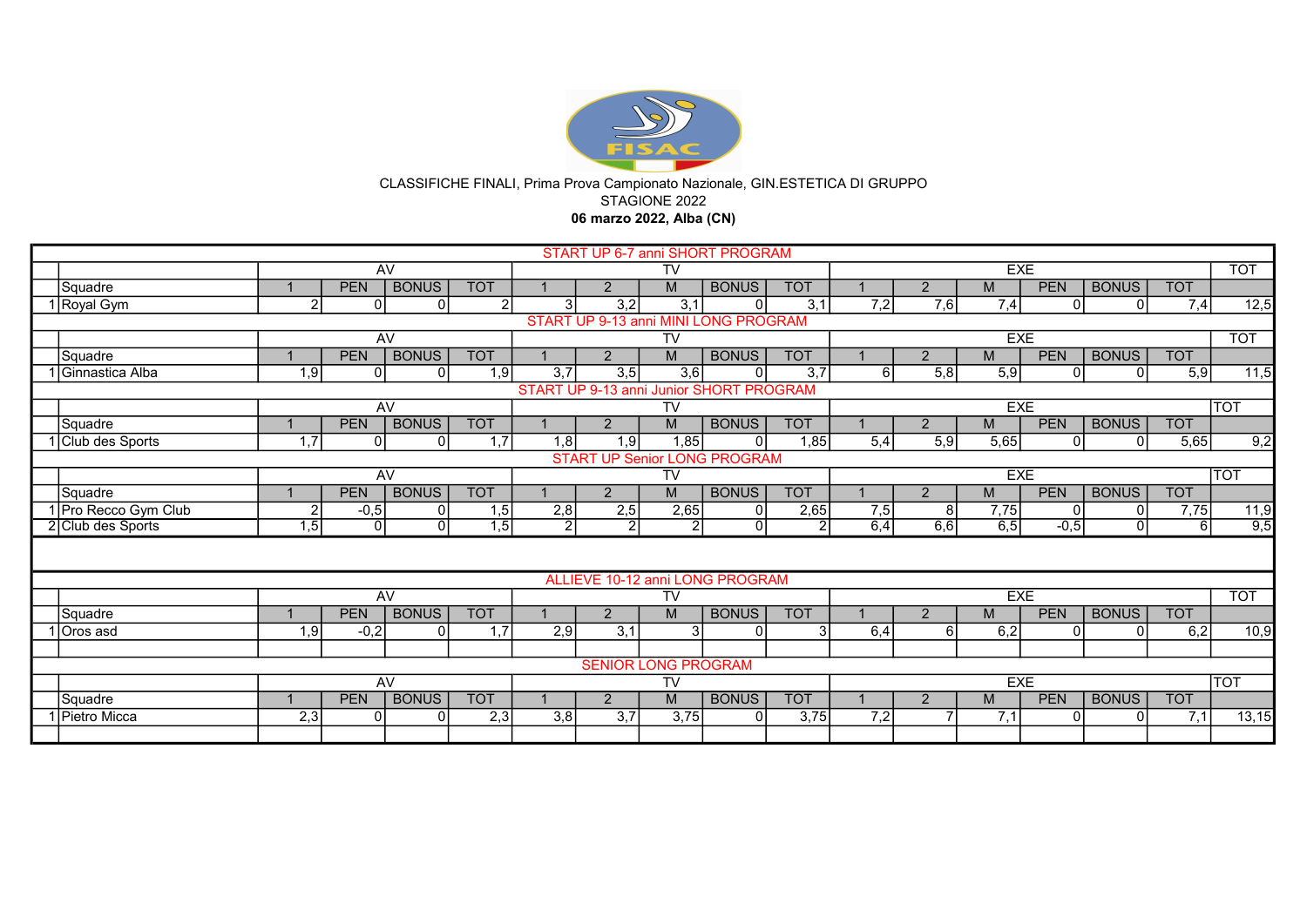CLASSIFICHE FINALI, Prima Prova Campionato Nazionale, GIN.ESTETICA DI GRUPPO

STAGIONE 2022

**06 marzo 2022, Alba (CN)**

| | | AV | | | | TV | | | | | EXE | | | | | | TOT |
|---|---|---|---|---|---|---|---|---|---|---|---|---|---|---|---|---|---|
| **START UP 6-7 anni SHORT PROGRAM** | | | | | | | | | | | | | | | | | |
| | Squadre | 1 | PEN | BONUS | TOT | 1 | 2 | M | BONUS | TOT | 1 | 2 | M | PEN | BONUS | TOT | |
| 1 | Royal Gym | 2 | 0 | 0 | 2 | 3 | 3,2 | 3,1 | 0 | 3,1 | 7,2 | 7,6 | 7,4 | 0 | 0 | 7,4 | 12,5 |
| **START UP 9-13 anni MINI LONG PROGRAM** | | | | | | | | | | | | | | | | | |
| | Squadre | 1 | PEN | BONUS | TOT | 1 | 2 | M | BONUS | TOT | 1 | 2 | M | PEN | BONUS | TOT | |
| 1 | Ginnastica Alba | 1,9 | 0 | 0 | 1,9 | 3,7 | 3,5 | 3,6 | 0 | 3,7 | 6 | 5,8 | 5,9 | 0 | 0 | 5,9 | 11,5 |
| **START UP 9-13 anni Junior SHORT PROGRAM** | | | | | | | | | | | | | | | | | |
| | Squadre | 1 | PEN | BONUS | TOT | 1 | 2 | M | BONUS | TOT | 1 | 2 | M | PEN | BONUS | TOT | |
| 1 | Club des Sports | 1,7 | 0 | 0 | 1,7 | 1,8 | 1,9 | 1,85 | 0 | 1,85 | 5,4 | 5,9 | 5,65 | 0 | 0 | 5,65 | 9,2 |
| **START UP Senior LONG PROGRAM** | | | | | | | | | | | | | | | | | |
| | Squadre | 1 | PEN | BONUS | TOT | 1 | 2 | M | BONUS | TOT | 1 | 2 | M | PEN | BONUS | TOT | |
| 1 | Pro Recco Gym Club | 2 | -0,5 | 0 | 1,5 | 2,8 | 2,5 | 2,65 | 0 | 2,65 | 7,5 | 8 | 7,75 | 0 | 0 | 7,75 | 11,9 |
| 2 | Club des Sports | 1,5 | 0 | 0 | 1,5 | 2 | 2 | 2 | 0 | 2 | 6,4 | 6,6 | 6,5 | -0,5 | 0 | 6 | 9,5 |

| | | AV | | | | TV | | | | | EXE | | | | | | TOT |
|---|---|---|---|---|---|---|---|---|---|---|---|---|---|---|---|---|---|
| **ALLIEVE 10-12 anni LONG PROGRAM** | | | | | | | | | | | | | | | | | |
| | Squadre | 1 | PEN | BONUS | TOT | 1 | 2 | M | BONUS | TOT | 1 | 2 | M | PEN | BONUS | TOT | |
| 1 | Oros asd | 1,9 | -0,2 | 0 | 1,7 | 2,9 | 3,1 | 3 | 0 | 3 | 6,4 | 6 | 6,2 | 0 | 0 | 6,2 | 10,9 |
| **SENIOR LONG PROGRAM** | | | | | | | | | | | | | | | | | |
| | Squadre | 1 | PEN | BONUS | TOT | 1 | 2 | M | BONUS | TOT | 1 | 2 | M | PEN | BONUS | TOT | |
| 1 | Pietro Micca | 2,3 | 0 | 0 | 2,3 | 3,8 | 3,7 | 3,75 | 0 | 3,75 | 7,2 | 7 | 7,1 | 0 | 0 | 7,1 | 13,15 |